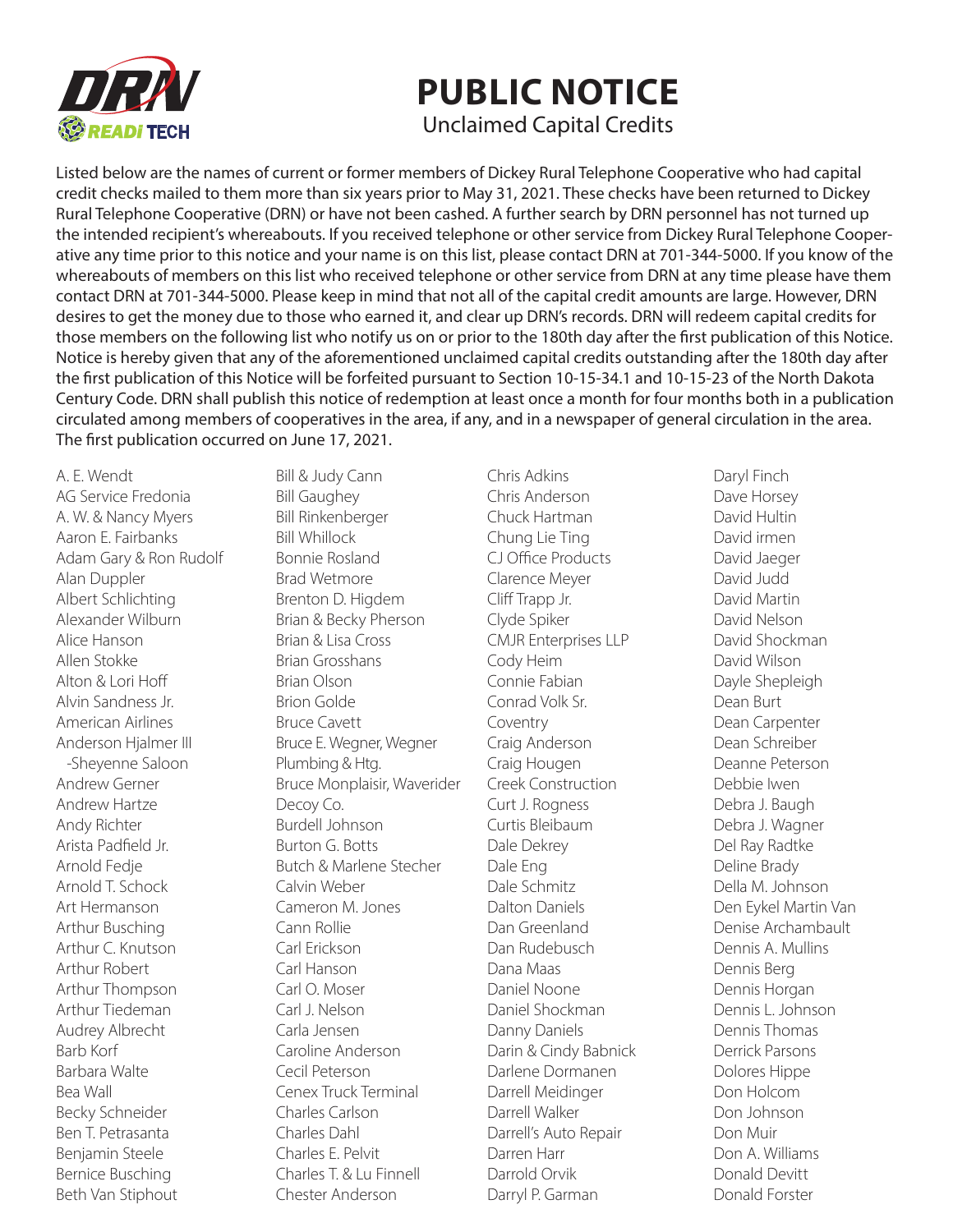DRN READI TECH

# PUBLIC NOTICE

## Unclaimed Capital Credits

Listed below are the names of current or former members of Dickey Rural Telephone Cooperative who had capital credit checks mailed to them more than six years prior to May 31, 2021. These checks have been returned to Dickey Rural Telephone Cooperative (DRN) or have not been cashed. A further search by DRN personnel has not turned up the intended recipient's whereabouts. If you received telephone or other service from Dickey Rural Telephone Cooperative any time prior to this notice and your name is on this list, please contact DRN at 701-344-5000. If you know of the whereabouts of members on this list who received telephone or other service from DRN at any time please have them contact DRN at 701-344-5000. Please keep in mind that not all of the capital credit amounts are large. However, DRN desires to get the money due to those who earned it, and clear up DRN's records. DRN will redeem capital credits for those members on the following list who notify us on or prior to the 180th day after the first publication of this Notice. Notice is hereby given that any of the aforementioned unclaimed capital credits outstanding after the 180th day after the first publication of this Notice will be forfeited pursuant to Section 10-15-34.1 and 10-15-23 of the North Dakota Century Code. DRN shall publish this notice of redemption at least once a month for four months both in a publication circulated among members of cooperatives in the area, if any, and in a newspaper of general circulation in the area. The first publication occurred on June 17, 2021.

A. E. Wendt
AG Service Fredonia
A. W. & Nancy Myers
Aaron E. Fairbanks
Adam Gary & Ron Rudolf
Alan Duppler
Albert Schlichting
Alexander Wilburn
Alice Hanson
Allen Stokke
Alton & Lori Hoff
Alvin Sandness Jr.
American Airlines
Anderson Hjalmer III -Sheyenne Saloon
Andrew Gerner
Andrew Hartze
Andy Richter
Arista Padfield Jr.
Arnold Fedje
Arnold T. Schock
Art Hermanson
Arthur Busching
Arthur C. Knutson
Arthur Robert
Arthur Thompson
Arthur Tiedeman
Audrey Albrecht
Barb Korf
Barbara Walte
Bea Wall
Becky Schneider
Ben T. Petrasanta
Benjamin Steele
Bernice Busching
Beth Van Stiphout
Bill & Judy Cann
Bill Gaughey
Bill Rinkenberger
Bill Whillock
Bonnie Rosland
Brad Wetmore
Brenton D. Higdem
Brian & Becky Pherson
Brian & Lisa Cross
Brian Grosshans
Brian Olson
Brion Golde
Bruce Cavett
Bruce E. Wegner, Wegner Plumbing & Htg.
Bruce Monplaisir, Waverider Decoy Co.
Burdell Johnson
Burton G. Botts
Butch & Marlene Stecher
Calvin Weber
Cameron M. Jones
Cann Rollie
Carl Erickson
Carl Hanson
Carl O. Moser
Carl J. Nelson
Carla Jensen
Caroline Anderson
Cecil Peterson
Cenex Truck Terminal
Charles Carlson
Charles Dahl
Charles E. Pelvit
Charles T. & Lu Finnell
Chester Anderson
Chris Adkins
Chris Anderson
Chuck Hartman
Chung Lie Ting
CJ Office Products
Clarence Meyer
Cliff Trapp Jr.
Clyde Spiker
CMJR Enterprises LLP
Cody Heim
Connie Fabian
Conrad Volk Sr.
Coventry
Craig Anderson
Craig Hougen
Creek Construction
Curt J. Rogness
Curtis Bleibaum
Dale Dekrey
Dale Eng
Dale Schmitz
Dalton Daniels
Dan Greenland
Dan Rudebusch
Dana Maas
Daniel Noone
Daniel Shockman
Danny Daniels
Darin & Cindy Babnick
Darlene Dormanen
Darrell Meidinger
Darrell Walker
Darrell's Auto Repair
Darren Harr
Darrold Orvik
Darryl P. Garman
Daryl Finch
Dave Horsey
David Hultin
David irmen
David Jaeger
David Judd
David Martin
David Nelson
David Shockman
David Wilson
Dayle Shepleigh
Dean Burt
Dean Carpenter
Dean Schreiber
Deanne Peterson
Debbie Iwen
Debra J. Baugh
Debra J. Wagner
Del Ray Radtke
Deline Brady
Della M. Johnson
Den Eykel Martin Van
Denise Archambault
Dennis A. Mullins
Dennis Berg
Dennis Horgan
Dennis L. Johnson
Dennis Thomas
Derrick Parsons
Dolores Hippe
Don Holcom
Don Johnson
Don Muir
Don A. Williams
Donald Devitt
Donald Forster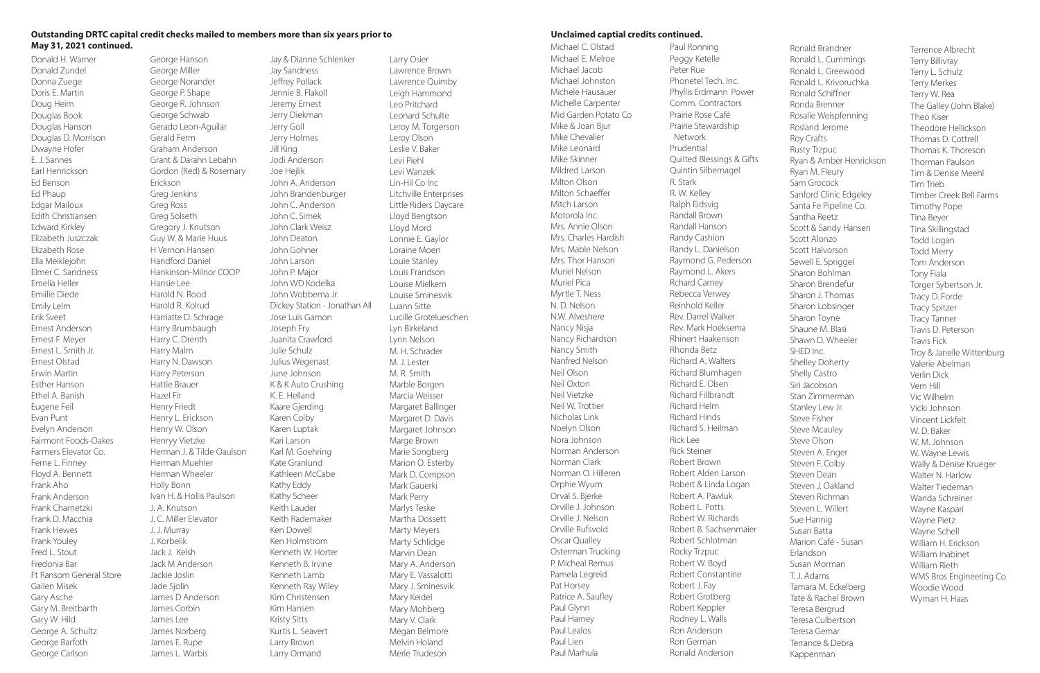**Outstanding DRTC capital credit checks mailed to members more than six years prior to May 31, 2021 continued.**

Donald H. Warner
Donald Zundel
Donna Zuege
Doris E. Martin
Doug Heim
Douglas Book
Douglas Hanson
Douglas D. Morrison
Dwayne Hofer
E. J. Sannes
Earl Henrickson
Ed Benson
Ed Phaup
Edgar Mailoux
Edith Christiansen
Edward Kirkley
Elizabeth Juszczak
Elizabeth Rose
Ella Meiklejohn
Elmer C. Sandness
Emelia Heller
Emilie Diede
Emily Lelm
Erik Sveet
Ernest Anderson
Ernest F. Meyer
Ernest L. Smith Jr.
Ernest Olstad
Erwin Martin
Esther Hanson
Ethel A. Banish
Eugene Feil
Evan Punt
Evelyn Anderson
Fairmont Foods-Oakes
Farmers Elevator Co.
Ferne L. Finney
Floyd A. Bennett
Frank Aho
Frank Anderson
Frank Charnetzki
Frank D. Macchia
Frank Hewes
Frank Youley
Fred L. Stout
Fredonia Bar
Ft Ransom General Store
Gailen Misek
Gary Asche
Gary M. Breitbarth
Gary W. Hild
George A. Schultz
George Barfoth
George Carlson
George Hanson
George Miller
George Norander
George P. Shape
George R. Johnson
George Schwab
Gerado Leon-Aguilar
Gerald Ferm
Graham Anderson
Grant & Darahn Lebahn
Gordon (Red) & Rosemary Erickson
Greg Jenkins
Greg Ross
Greg Solseth
Gregory J. Knutson
Guy W. & Marie Huus
H Vernon Hansen
Handford Daniel
Hankinson-Milnor COOP
Hansie Lee
Harold N. Rood
Harold R. Kolrud
Harriatte D. Schrage
Harry Brumbaugh
Harry C. Drenth
Harry Malm
Harry N. Dawson
Harry Peterson
Hattie Brauer
Hazel Fir
Henry Friedt
Henry L. Erickson
Henry W. Olson
Henryy Vietzke
Herman J. & Tilde Oaulson
Herman Muehler
Herman Wheeler
Holly Bonn
Ivan H. & Hollis Paulson
J. A. Knutson
J. C. Miller Elevator
J. J. Murray
J. Korbelik
Jack J. Kelsh
Jack M Anderson
Jackie Joslin
Jade Sjolin
James D Anderson
James Corbin
James Lee
James Norberg
James E. Rupe
James L. Warbis
Jay & Dianne Schlenker
Jay Sandness
Jeffrey Pollack
Jennie B. Flakoll
Jeremy Ernest
Jerry Diekman
Jerry Goll
Jerry Holmes
Jill King
Jodi Anderson
Joe Hejlik
John A. Anderson
John Brandenburger
John C. Anderson
John C. Simek
John Clark Weisz
John Deaton
John Gohner
John Larson
John P. Major
John WD Kodelka
John Wobbema Jr.
Dickey Station - Jonathan All
Jose Luis Gamon
Joseph Fry
Juanita Crawford
Julie Schulz
Julius Wegenast
June Johnson
K & K Auto Crushing
K. E. Helland
Kaare Gjerding
Karen Colby
Karen Luptak
Kari Larson
Karl M. Goehring
Kate Granlund
Kathleen McCabe
Kathy Eddy
Kathy Scheer
Keith Lauder
Keith Rademaker
Ken Dowell
Ken Holmstrom
Kenneth W. Horter
Kenneth B. Irvine
Kenneth Lamb
Kenneth Ray Wiley
Kim Christensen
Kim Hansen
Kristy Sitts
Kurtis L. Seavert
Larry Brown
Larry Ormand
Larry Osier
Lawrence Brown
Lawrence Quimby
Leigh Hammond
Leo Pritchard
Leonard Schulte
Leroy M. Torgerson
Leroy Olson
Leslie V. Baker
Levi Piehl
Levi Wanzek
Lin-Hil Co Inc
Litchville Enterprises
Little Riders Daycare
Lloyd Bengtson
Lloyd Mord
Lonnie E. Gaylor
Loraine Moen
Louie Stanley
Louis Frandson
Louise Mielkem
Louise Sminesvik
Luann Sitte
Lucille Grotelueschen
Lyn Birkeland
Lynn Nelson
M. H. Schrader
M. J. Lester
M. R. Smith
Marble Borgen
Marcia Weisser
Margaret Ballinger
Margaret D. Davis
Margaret Johnson
Marge Brown
Marie Songberg
Marion O. Esterby
Mark D. Compson
Mark Gauerki
Mark Perry
Marlys Teske
Martha Dossett
Marty Meyers
Marty Schlidge
Marvin Dean
Mary A. Anderson
Mary E. Vassalotti
Mary J. Sminesvik
Mary Keidel
Mary Mohberg
Mary V. Clark
Megan Belmore
Melvin Holand
Merle Trudeson

**Unclaimed captial credits continued.**

Michael C. Olstad
Michael E. Melroe
Michael Jacob
Michael Johnston
Michele Hausauer
Michelle Carpenter
Mid Garden Potato Co
Mike & Joan Bjur
Mike Chevalier
Mike Leonard
Mike Skinner
Mildred Larson
Milton Olson
Milton Schaeffer
Mitch Larson
Motorola Inc.
Mrs. Annie Olson
Mrs. Charles Hardish
Mrs. Mable Nelson
Mrs. Thor Hanson
Muriel Nelson
Muriel Pica
Myrtle T. Ness
N. D. Nelson
N.W. Alveshere
Nancy Nisja
Nancy Richardson
Nancy Smith
Nanfred Nelson
Neil Olson
Neil Oxton
Neil Vietzke
Neil W. Trottier
Nicholas Link
Noelyn Olson
Nora Johnson
Norman Anderson
Norman Clark
Norman O. Hilleren
Orphie Wyum
Orval S. Bjerke
Orville J. Johnson
Orville J. Nelson
Orville Rufsvold
Oscar Qualley
Osterman Trucking
P. Micheal Remus
Pamela Legreid
Pat Horsey
Patrice A. Saufley
Paul Glynn
Paul Harney
Paul Lealos
Paul Lien
Paul Marhula
Paul Ronning
Peggy Ketelle
Peter Rue
Phonetel Tech. Inc.
Phyllis Erdmann Power Comm. Contractors
Prairie Rose Café
Prairie Stewardship Network
Prudential
Quilted Blessings & Gifts
Quintin Silbernagel
R. Stark
R. W. Kelley
Ralph Eidsvig
Randall Brown
Randall Hanson
Randy Cashion
Randy L. Danielson
Raymond G. Pederson
Raymond L. Akers
Rchard Carney
Rebecca Verwey
Reinhold Keller
Rev. Darrel Walker
Rev. Mark Hoeksema
Rhinert Haakenson
Rhonda Betz
Richard A. Walters
Richard Blumhagen
Richard E. Olsen
Richard Fillbrandt
Richard Helm
Richard Hinds
Richard S. Heilman
Rick Lee
Rick Steiner
Robert Brown
Robert Alden Larson
Robert & Linda Logan
Robert A. Pawluk
Robert L. Potts
Robert W. Richards
Robert B. Sachsenmaier
Robert Schlotman
Rocky Trzpuc
Robert W. Boyd
Robert Constantine
Robert J. Fay
Robert Grotberg
Robert Keppler
Rodney L. Walls
Ron Anderson
Ron German
Ronald Anderson
Ronald Brandner
Ronald L. Cummings
Ronald L. Greewood
Ronald L. Krivoruchka
Ronald Schiffner
Ronda Brenner
Rosalie Weispfenning
Rosland Jerome
Roy Crafts
Rusty Trzpuc
Ryan & Amber Henrickson
Ryan M. Fleury
Sam Grocock
Sanford Clinic Edgeley
Santa Fe Pipeline Co.
Santha Reetz
Scott & Sandy Hansen
Scott Alonzo
Scott Halvorson
Sewell E. Spriggel
Sharon Bohlman
Sharon Brendefur
Sharon J. Thomas
Sharon Lobsinger
Sharon Toyne
Shaune M. Blasi
Shawn D. Wheeler
SHED Inc.
Shelley Doherty
Shelly Castro
Siri Jacobson
Stan Zimmerman
Stanley Lew Jr.
Steve Fisher
Steve Mcauley
Steve Olson
Steven A. Enger
Steven F. Colby
Steven Dean
Steven J. Oakland
Steven Richman
Steven L. Willert
Sue Hannig
Susan Batta
Marion Café - Susan Erlandson
Susan Morman
T. J. Adams
Tamara M. Eckelberg
Tate & Rachel Brown
Teresa Bergrud
Teresa Culbertson
Teresa Gemar
Terrance & Debra Kappenman
Terrence Albrecht
Terry Billivray
Terry L. Schulz
Terry Merkes
Terry W. Rea
The Galley (John Blake)
Theo Kiser
Theodore Hellickson
Thomas D. Cottrell
Thomas K. Thoreson
Thorman Paulson
Tim & Denise Meehl
Tim Trieb
Timber Creek Bell Farms
Timothy Pope
Tina Beyer
Tina Skillingstad
Todd Logan
Todd Merry
Tom Anderson
Tony Fiala
Torger Sybertson Jr.
Tracy D. Forde
Tracy Spitzer
Tracy Tanner
Travis D. Peterson
Travis Fick
Troy & Janelle Wittenburg
Valerie Abelman
Verlin Dick
Vern Hill
Vic Wilhelm
Vicki Johnson
Vincent Lickfelt
W. D. Baker
W. M. Johnson
W. Wayne Lewis
Wally & Denise Krueger
Walter N. Harlow
Walter Tiedeman
Wanda Schreiner
Wayne Kaspari
Wayne Pietz
Wayne Schell
William H. Erickson
William Inabinet
William Rieth
WMS Bros Engineering Co
Woodie Wood
Wyman H. Haas